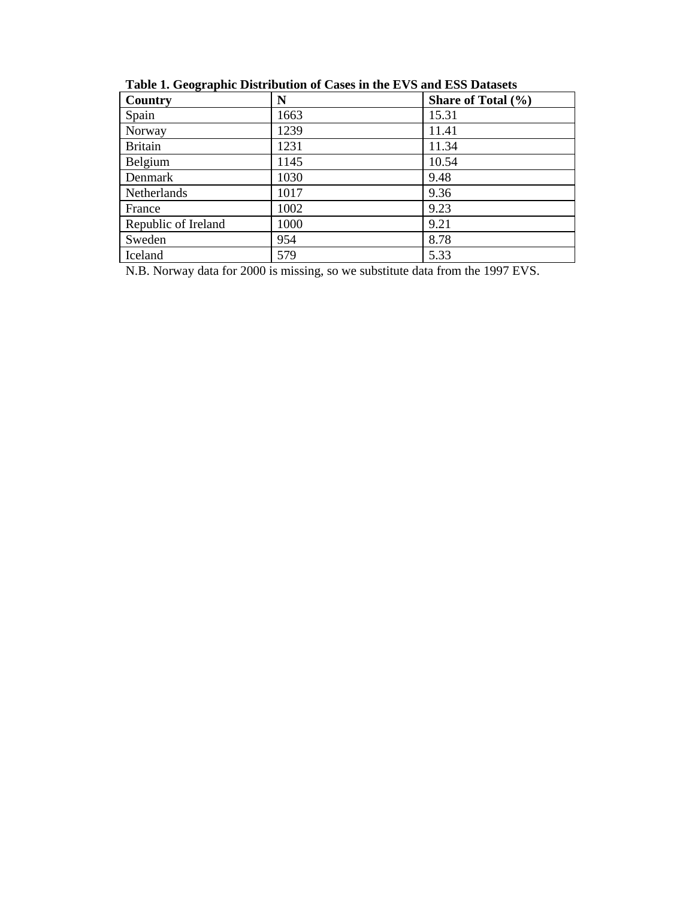**Table 1. Geographic Distribution of Cases in the EVS and ESS Datasets**

| Country | N | Share of Total (%) |
|---|---|---|
| Spain | 1663 | 15.31 |
| Norway | 1239 | 11.41 |
| Britain | 1231 | 11.34 |
| Belgium | 1145 | 10.54 |
| Denmark | 1030 | 9.48 |
| Netherlands | 1017 | 9.36 |
| France | 1002 | 9.23 |
| Republic of Ireland | 1000 | 9.21 |
| Sweden | 954 | 8.78 |
| Iceland | 579 | 5.33 |

N.B. Norway data for 2000 is missing, so we substitute data from the 1997 EVS.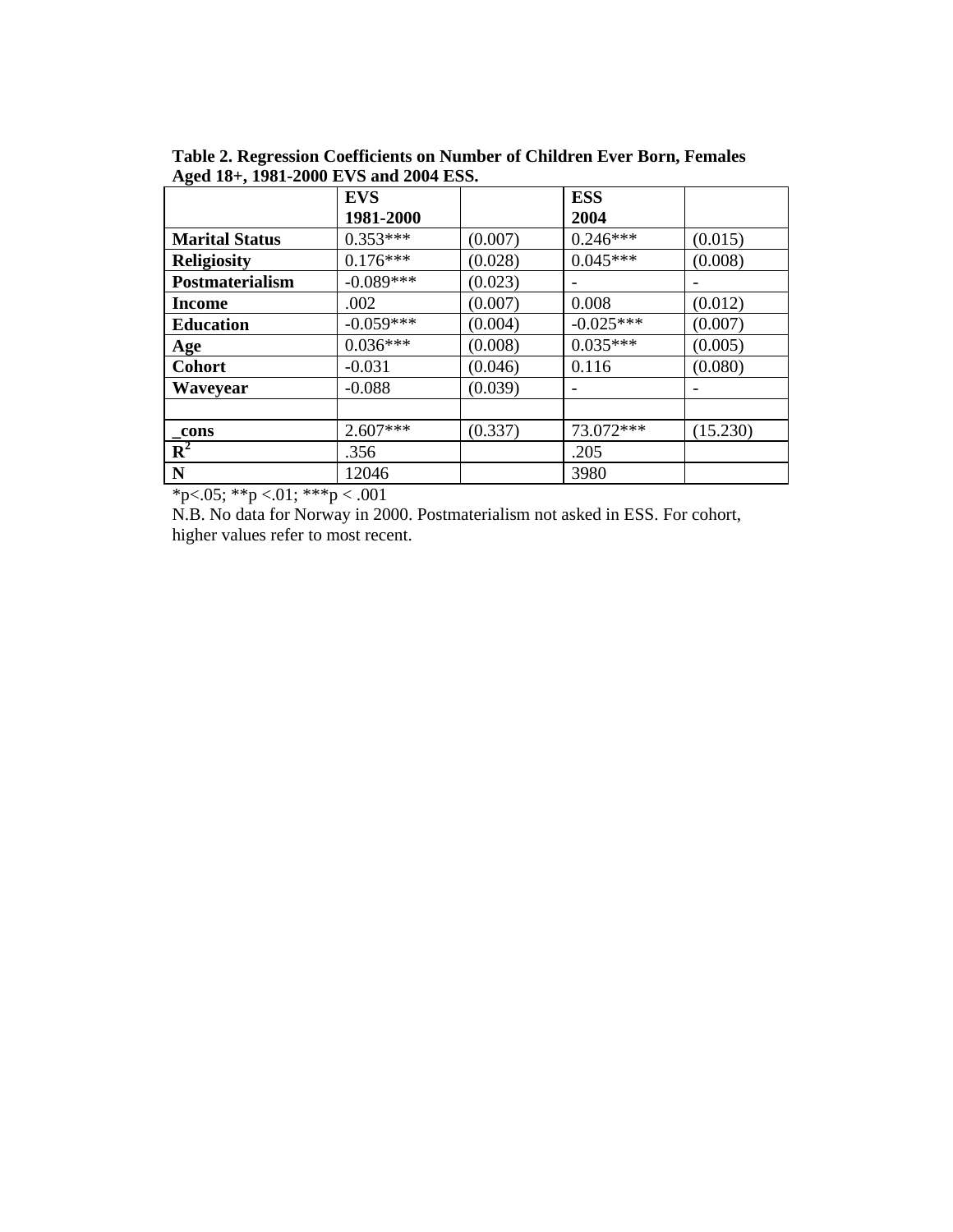**Table 2. Regression Coefficients on Number of Children Ever Born, Females Aged 18+, 1981-2000 EVS and 2004 ESS.**

| | EVS 1981-2000 | | ESS 2004 | |
|---|---|---|---|---|
| **Marital Status** | 0.353*** | (0.007) | 0.246*** | (0.015) |
| **Religiosity** | 0.176*** | (0.028) | 0.045*** | (0.008) |
| **Postmaterialism** | -0.089*** | (0.023) | - | - |
| **Income** | .002 | (0.007) | 0.008 | (0.012) |
| **Education** | -0.059*** | (0.004) | -0.025*** | (0.007) |
| **Age** | 0.036*** | (0.008) | 0.035*** | (0.005) |
| **Cohort** | -0.031 | (0.046) | 0.116 | (0.080) |
| **Waveyear** | -0.088 | (0.039) | - | - |
| | | | | |
| **_cons** | 2.607*** | (0.337) | 73.072*** | (15.230) |
| **$R^2$** | .356 | | .205 | |
| **N** | 12046 | | 3980 | |

*p<.05; **p <.01; ***p < .001

N.B. No data for Norway in 2000. Postmaterialism not asked in ESS. For cohort, higher values refer to most recent.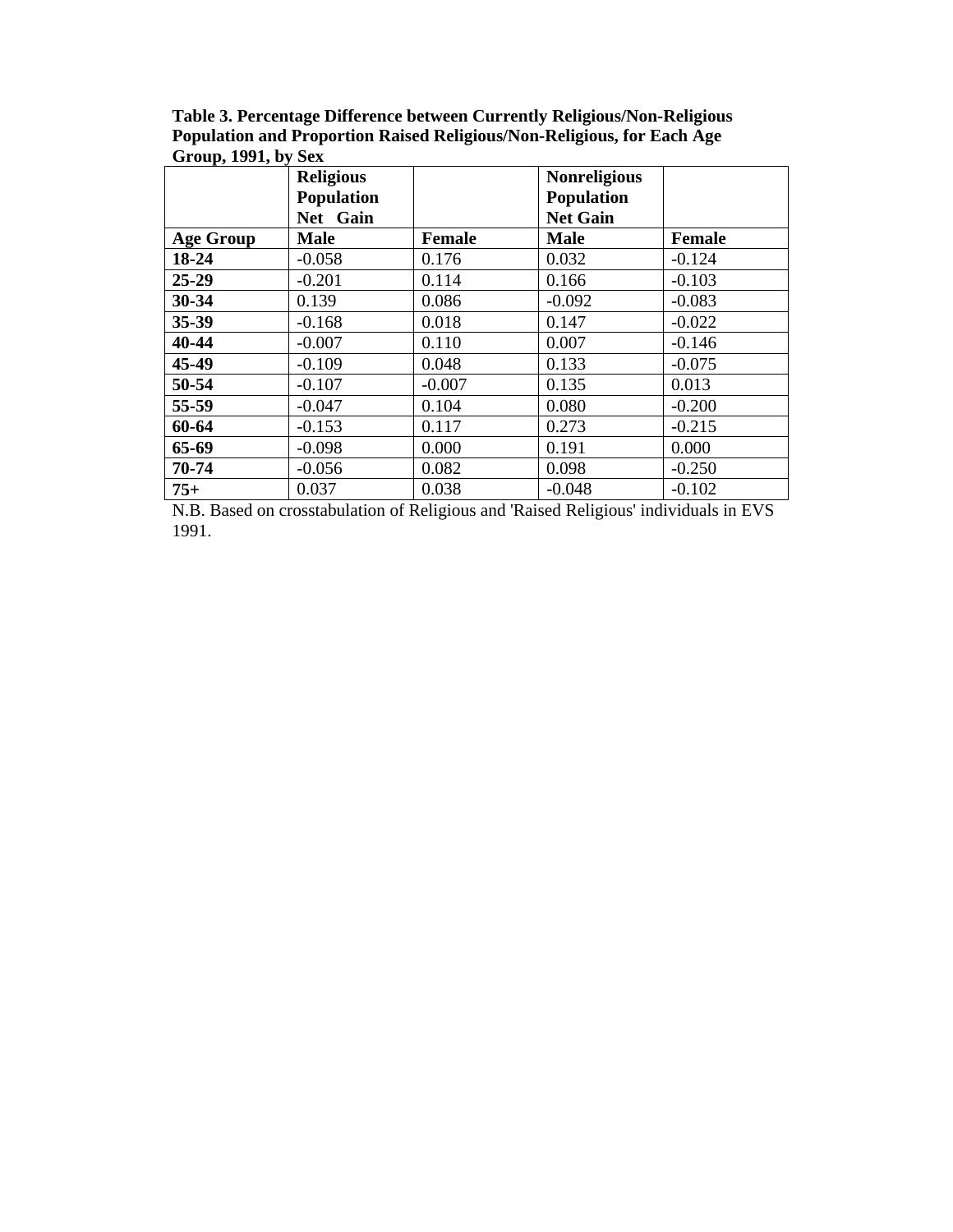**Table 3. Percentage Difference between Currently Religious/Non-Religious Population and Proportion Raised Religious/Non-Religious, for Each Age Group, 1991, by Sex**

| | Religious Population Net Gain | | Nonreligious Population Net Gain | |
|---|---|---|---|---|
| **Age Group** | **Male** | **Female** | **Male** | **Female** |
| **18-24** | -0.058 | 0.176 | 0.032 | -0.124 |
| **25-29** | -0.201 | 0.114 | 0.166 | -0.103 |
| **30-34** | 0.139 | 0.086 | -0.092 | -0.083 |
| **35-39** | -0.168 | 0.018 | 0.147 | -0.022 |
| **40-44** | -0.007 | 0.110 | 0.007 | -0.146 |
| **45-49** | -0.109 | 0.048 | 0.133 | -0.075 |
| **50-54** | -0.107 | -0.007 | 0.135 | 0.013 |
| **55-59** | -0.047 | 0.104 | 0.080 | -0.200 |
| **60-64** | -0.153 | 0.117 | 0.273 | -0.215 |
| **65-69** | -0.098 | 0.000 | 0.191 | 0.000 |
| **70-74** | -0.056 | 0.082 | 0.098 | -0.250 |
| **75+** | 0.037 | 0.038 | -0.048 | -0.102 |

N.B. Based on crosstabulation of Religious and 'Raised Religious' individuals in EVS 1991.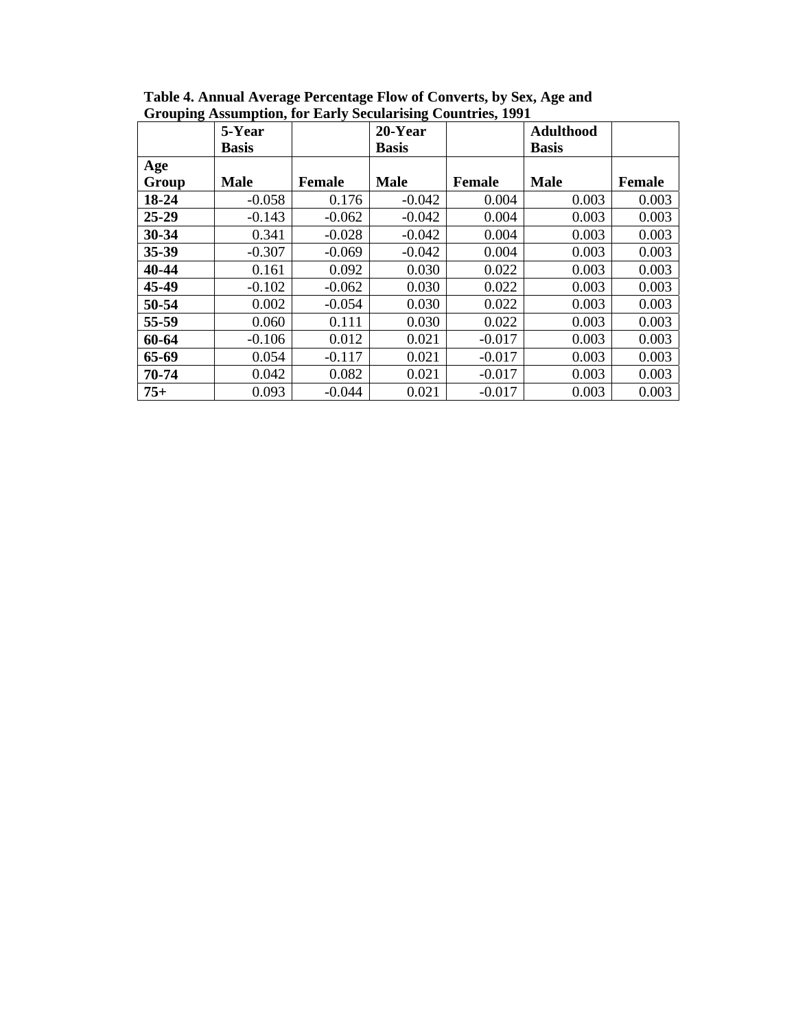**Table 4. Annual Average Percentage Flow of Converts, by Sex, Age and Grouping Assumption, for Early Secularising Countries, 1991**

| | 5-Year Basis | | 20-Year Basis | | Adulthood Basis | |
|---|---|---|---|---|---|---|
| **Age Group** | **Male** | **Female** | **Male** | **Female** | **Male** | **Female** |
| **18-24** | -0.058 | 0.176 | -0.042 | 0.004 | 0.003 | 0.003 |
| **25-29** | -0.143 | -0.062 | -0.042 | 0.004 | 0.003 | 0.003 |
| **30-34** | 0.341 | -0.028 | -0.042 | 0.004 | 0.003 | 0.003 |
| **35-39** | -0.307 | -0.069 | -0.042 | 0.004 | 0.003 | 0.003 |
| **40-44** | 0.161 | 0.092 | 0.030 | 0.022 | 0.003 | 0.003 |
| **45-49** | -0.102 | -0.062 | 0.030 | 0.022 | 0.003 | 0.003 |
| **50-54** | 0.002 | -0.054 | 0.030 | 0.022 | 0.003 | 0.003 |
| **55-59** | 0.060 | 0.111 | 0.030 | 0.022 | 0.003 | 0.003 |
| **60-64** | -0.106 | 0.012 | 0.021 | -0.017 | 0.003 | 0.003 |
| **65-69** | 0.054 | -0.117 | 0.021 | -0.017 | 0.003 | 0.003 |
| **70-74** | 0.042 | 0.082 | 0.021 | -0.017 | 0.003 | 0.003 |
| **75+** | 0.093 | -0.044 | 0.021 | -0.017 | 0.003 | 0.003 |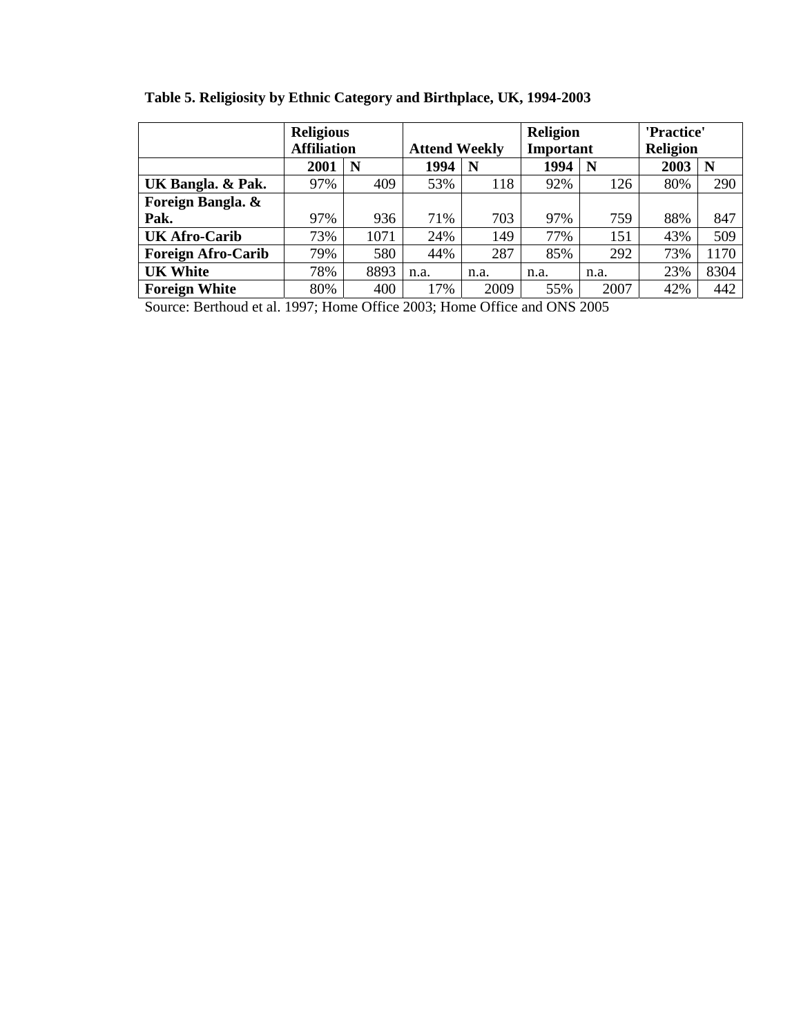**Table 5. Religiosity by Ethnic Category and Birthplace, UK, 1994-2003**

| | Religious Affiliation | | Attend Weekly | | Religion Important | | 'Practice' Religion | |
|---|---|---|---|---|---|---|---|---|
| | 2001 | N | 1994 | N | 1994 | N | 2003 | N |
| **UK Bangla. & Pak.** | 97% | 409 | 53% | 118 | 92% | 126 | 80% | 290 |
| **Foreign Bangla. & Pak.** | 97% | 936 | 71% | 703 | 97% | 759 | 88% | 847 |
| **UK Afro-Carib** | 73% | 1071 | 24% | 149 | 77% | 151 | 43% | 509 |
| **Foreign Afro-Carib** | 79% | 580 | 44% | 287 | 85% | 292 | 73% | 1170 |
| **UK White** | 78% | 8893 | n.a. | n.a. | n.a. | n.a. | 23% | 8304 |
| **Foreign White** | 80% | 400 | 17% | 2009 | 55% | 2007 | 42% | 442 |

Source: Berthoud et al. 1997; Home Office 2003; Home Office and ONS 2005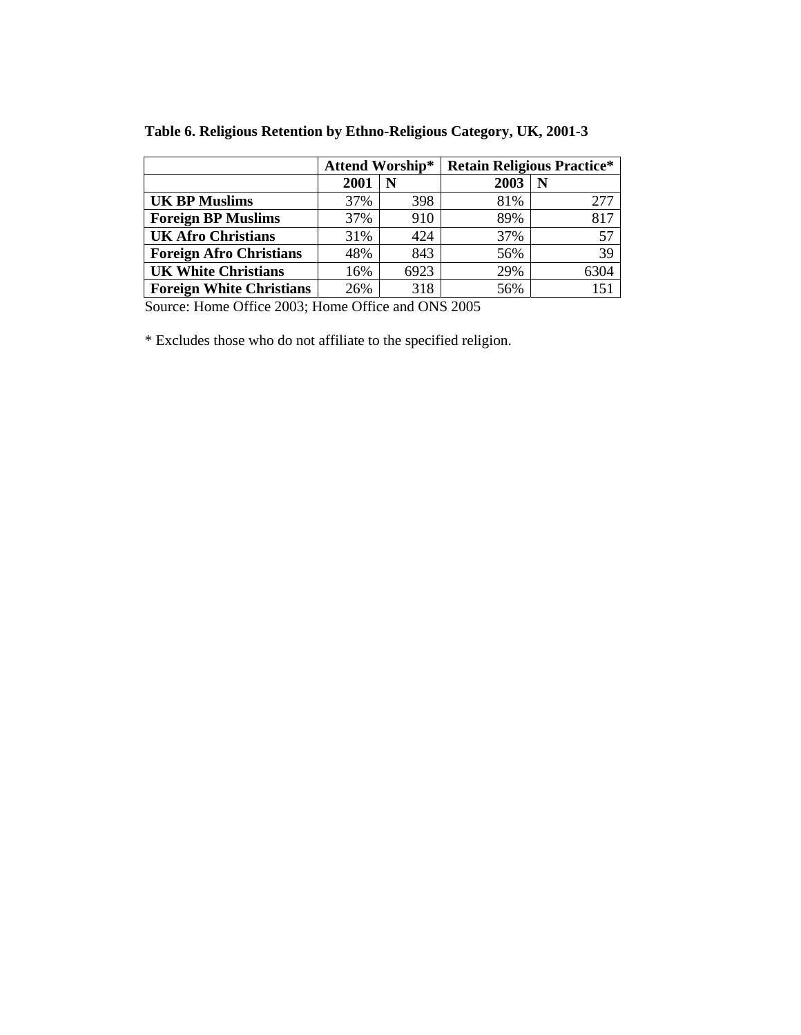**Table 6. Religious Retention by Ethno-Religious Category, UK, 2001-3**

| | Attend Worship* | | Retain Religious Practice* | |
|---|---|---|---|---|
| | **2001** | **N** | **2003** | **N** |
| **UK BP Muslims** | 37% | 398 | 81% | 277 |
| **Foreign BP Muslims** | 37% | 910 | 89% | 817 |
| **UK Afro Christians** | 31% | 424 | 37% | 57 |
| **Foreign Afro Christians** | 48% | 843 | 56% | 39 |
| **UK White Christians** | 16% | 6923 | 29% | 6304 |
| **Foreign White Christians** | 26% | 318 | 56% | 151 |

Source: Home Office 2003; Home Office and ONS 2005

* Excludes those who do not affiliate to the specified religion.